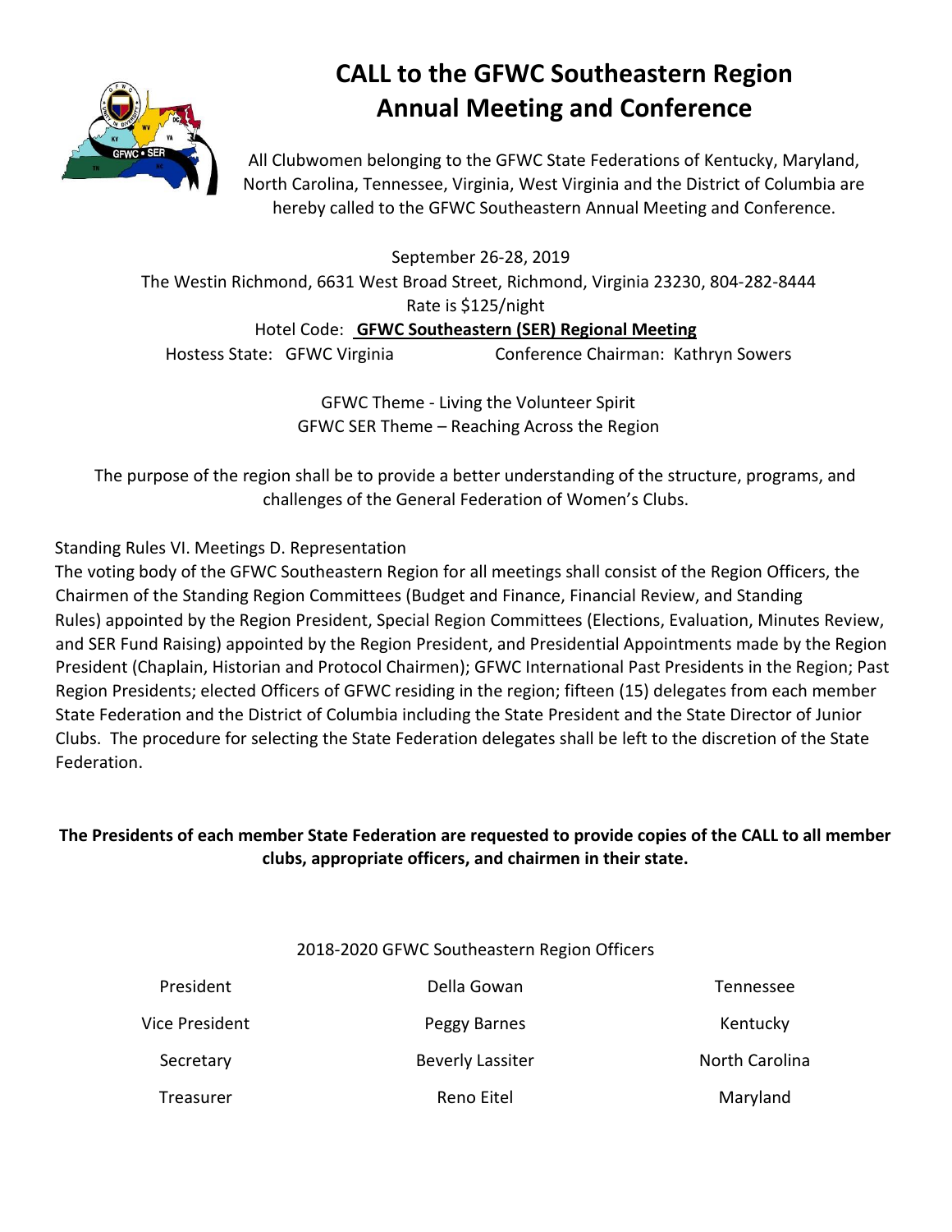# CALL to the GFWC Southeastern Region Annual Meeting and Conference

All Clubwomen belonging to the GFWC State Federations of Kentucky, Maryland, North Carolina, Tennessee, Virginia, West Virginia and the District of Columbia are hereby called to the GFWC Southeastern Annual Meeting and Conference.

September 26-28, 2019

The Westin Richmond, 6631 West Broad Street, Richmond, Virginia 23230, 804-282-8444

Rate is $125/night

Hotel Code: **GFWC Southeastern (SER) Regional Meeting**

Hostess State: GFWC Virginia Conference Chairman: Kathryn Sowers

GFWC Theme - Living the Volunteer Spirit

GFWC SER Theme – Reaching Across the Region

The purpose of the region shall be to provide a better understanding of the structure, programs, and challenges of the General Federation of Women's Clubs.

Standing Rules VI. Meetings D. Representation

The voting body of the GFWC Southeastern Region for all meetings shall consist of the Region Officers, the Chairmen of the Standing Region Committees (Budget and Finance, Financial Review, and Standing Rules) appointed by the Region President, Special Region Committees (Elections, Evaluation, Minutes Review, and SER Fund Raising) appointed by the Region President, and Presidential Appointments made by the Region President (Chaplain, Historian and Protocol Chairmen); GFWC International Past Presidents in the Region; Past Region Presidents; elected Officers of GFWC residing in the region; fifteen (15) delegates from each member State Federation and the District of Columbia including the State President and the State Director of Junior Clubs. The procedure for selecting the State Federation delegates shall be left to the discretion of the State Federation.

**The Presidents of each member State Federation are requested to provide copies of the CALL to all member clubs, appropriate officers, and chairmen in their state.**

2018-2020 GFWC Southeastern Region Officers

| | | |
|---|---|---|
| President | Della Gowan | Tennessee |
| Vice President | Peggy Barnes | Kentucky |
| Secretary | Beverly Lassiter | North Carolina |
| Treasurer | Reno Eitel | Maryland |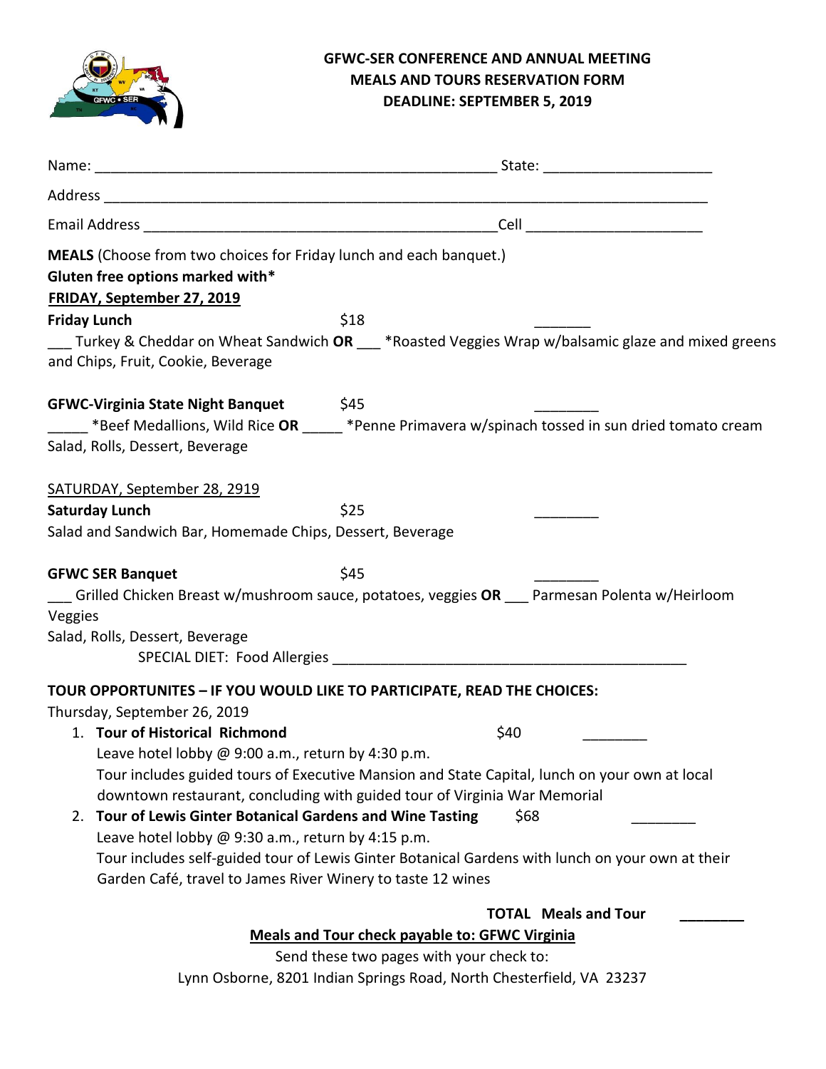**GFWC-SER CONFERENCE AND ANNUAL MEETING**
**MEALS AND TOURS RESERVATION FORM**
**DEADLINE: SEPTEMBER 5, 2019**

Name: ___________________________________________________ State: _____________________

Address ___________________________________________________________________________

Email Address _____________________________________________Cell _____________________

**MEALS** (Choose from two choices for Friday lunch and each banquet.)
**Gluten free options marked with***

**FRIDAY, September 27, 2019**

**Friday Lunch** $18 _______

___ Turkey & Cheddar on Wheat Sandwich **OR** ___ *Roasted Veggies Wrap w/balsamic glaze and mixed greens
and Chips, Fruit, Cookie, Beverage

**GFWC-Virginia State Night Banquet** $45 ________

_____ *Beef Medallions, Wild Rice **OR** _____ *Penne Primavera w/spinach tossed in sun dried tomato cream
Salad, Rolls, Dessert, Beverage

SATURDAY, September 28, 2919

**Saturday Lunch** $25 ________

Salad and Sandwich Bar, Homemade Chips, Dessert, Beverage

**GFWC SER Banquet** $45 ________

___ Grilled Chicken Breast w/mushroom sauce, potatoes, veggies **OR** ___ Parmesan Polenta w/Heirloom Veggies
Salad, Rolls, Dessert, Beverage

SPECIAL DIET: Food Allergies _____________________________________________

**TOUR OPPORTUNITES – IF YOU WOULD LIKE TO PARTICIPATE, READ THE CHOICES:**

Thursday, September 26, 2019

1. **Tour of Historical Richmond** $40 ________
   Leave hotel lobby @ 9:00 a.m., return by 4:30 p.m.
   Tour includes guided tours of Executive Mansion and State Capital, lunch on your own at local downtown restaurant, concluding with guided tour of Virginia War Memorial
2. **Tour of Lewis Ginter Botanical Gardens and Wine Tasting** $68 ________
   Leave hotel lobby @ 9:30 a.m., return by 4:15 p.m.
   Tour includes self-guided tour of Lewis Ginter Botanical Gardens with lunch on your own at their Garden Café, travel to James River Winery to taste 12 wines

**TOTAL Meals and Tour** ________

**Meals and Tour check payable to: GFWC Virginia**

Send these two pages with your check to:
Lynn Osborne, 8201 Indian Springs Road, North Chesterfield, VA 23237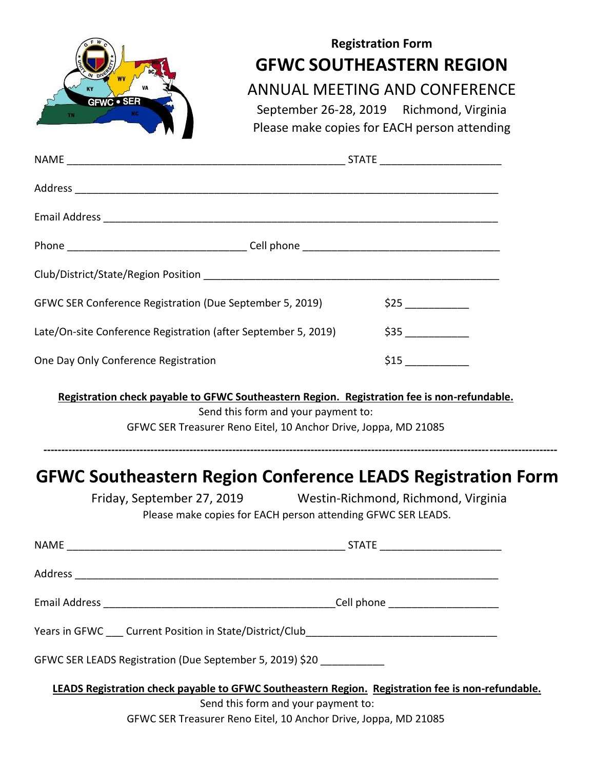Registration Form

# GFWC SOUTHEASTERN REGION

## ANNUAL MEETING AND CONFERENCE

September 26-28, 2019     Richmond, Virginia

Please make copies for EACH person attending

NAME ________________________________________________ STATE ____________________

Address ___________________________________________________________________________

Email Address ______________________________________________________________________

Phone ______________________________ Cell phone _________________________________

Club/District/State/Region Position ___________________________________________________

GFWC SER Conference Registration (Due September 5, 2019)     $25 __________

Late/On-site Conference Registration (after September 5, 2019)     $35 __________

One Day Only Conference Registration     $15 __________

**Registration check payable to GFWC Southeastern Region. Registration fee is non-refundable.**

Send this form and your payment to:

GFWC SER Treasurer Reno Eitel, 10 Anchor Drive, Joppa, MD 21085

---

# GFWC Southeastern Region Conference LEADS Registration Form

Friday, September 27, 2019     Westin-Richmond, Richmond, Virginia

Please make copies for EACH person attending GFWC SER LEADS.

NAME ________________________________________________ STATE ____________________

Address ___________________________________________________________________________

Email Address ________________________________________Cell phone ___________________

Years in GFWC ___ Current Position in State/District/Club_________________________________

GFWC SER LEADS Registration (Due September 5, 2019) $20 __________

**LEADS Registration check payable to GFWC Southeastern Region. Registration fee is non-refundable.**

Send this form and your payment to:

GFWC SER Treasurer Reno Eitel, 10 Anchor Drive, Joppa, MD 21085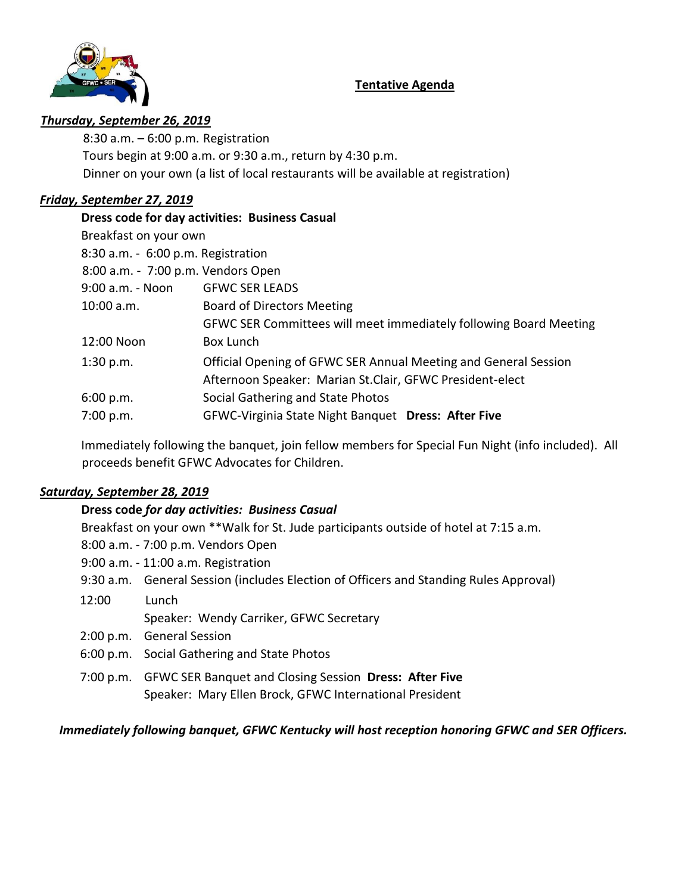## Tentative Agenda

***Thursday, September 26, 2019***

8:30 a.m. – 6:00 p.m. Registration
Tours begin at 9:00 a.m. or 9:30 a.m., return by 4:30 p.m.
Dinner on your own (a list of local restaurants will be available at registration)

***Friday, September 27, 2019***

**Dress code for day activities: Business Casual**

Breakfast on your own
8:30 a.m. - 6:00 p.m. Registration
8:00 a.m. - 7:00 p.m. Vendors Open

| | |
|---|---|
| 9:00 a.m. - Noon | GFWC SER LEADS |
| 10:00 a.m. | Board of Directors Meeting<br>GFWC SER Committees will meet immediately following Board Meeting |
| 12:00 Noon | Box Lunch |
| 1:30 p.m. | Official Opening of GFWC SER Annual Meeting and General Session<br>Afternoon Speaker: Marian St.Clair, GFWC President-elect |
| 6:00 p.m. | Social Gathering and State Photos |
| 7:00 p.m. | GFWC-Virginia State Night Banquet **Dress: After Five** |

Immediately following the banquet, join fellow members for Special Fun Night (info included). All proceeds benefit GFWC Advocates for Children.

***Saturday, September 28, 2019***

**Dress code *for day activities: Business Casual***

Breakfast on your own **Walk for St. Jude participants outside of hotel at 7:15 a.m.
8:00 a.m. - 7:00 p.m. Vendors Open
9:00 a.m. - 11:00 a.m. Registration

| | |
|---|---|
| 9:30 a.m. | General Session (includes Election of Officers and Standing Rules Approval) |
| 12:00 | Lunch<br>Speaker: Wendy Carriker, GFWC Secretary |
| 2:00 p.m. | General Session |
| 6:00 p.m. | Social Gathering and State Photos |
| 7:00 p.m. | GFWC SER Banquet and Closing Session **Dress: After Five**<br>Speaker: Mary Ellen Brock, GFWC International President |

***Immediately following banquet, GFWC Kentucky will host reception honoring GFWC and SER Officers.***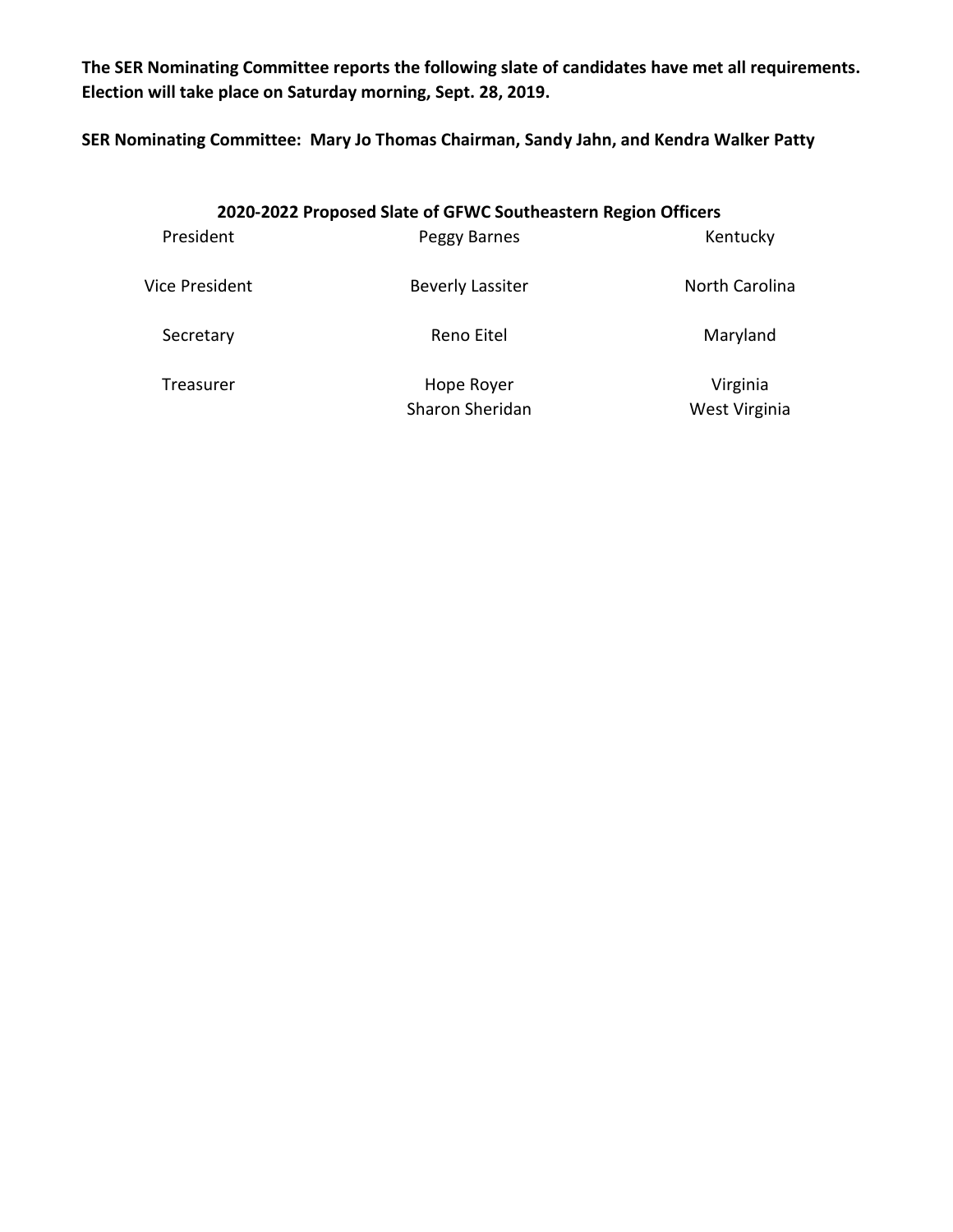**The SER Nominating Committee reports the following slate of candidates have met all requirements. Election will take place on Saturday morning, Sept. 28, 2019.**

**SER Nominating Committee: Mary Jo Thomas Chairman, Sandy Jahn, and Kendra Walker Patty**

**2020-2022 Proposed Slate of GFWC Southeastern Region Officers**

| | | |
|---|---|---|
| President | Peggy Barnes | Kentucky |
| Vice President | Beverly Lassiter | North Carolina |
| Secretary | Reno Eitel | Maryland |
| Treasurer | Hope Royer | Virginia |
| | Sharon Sheridan | West Virginia |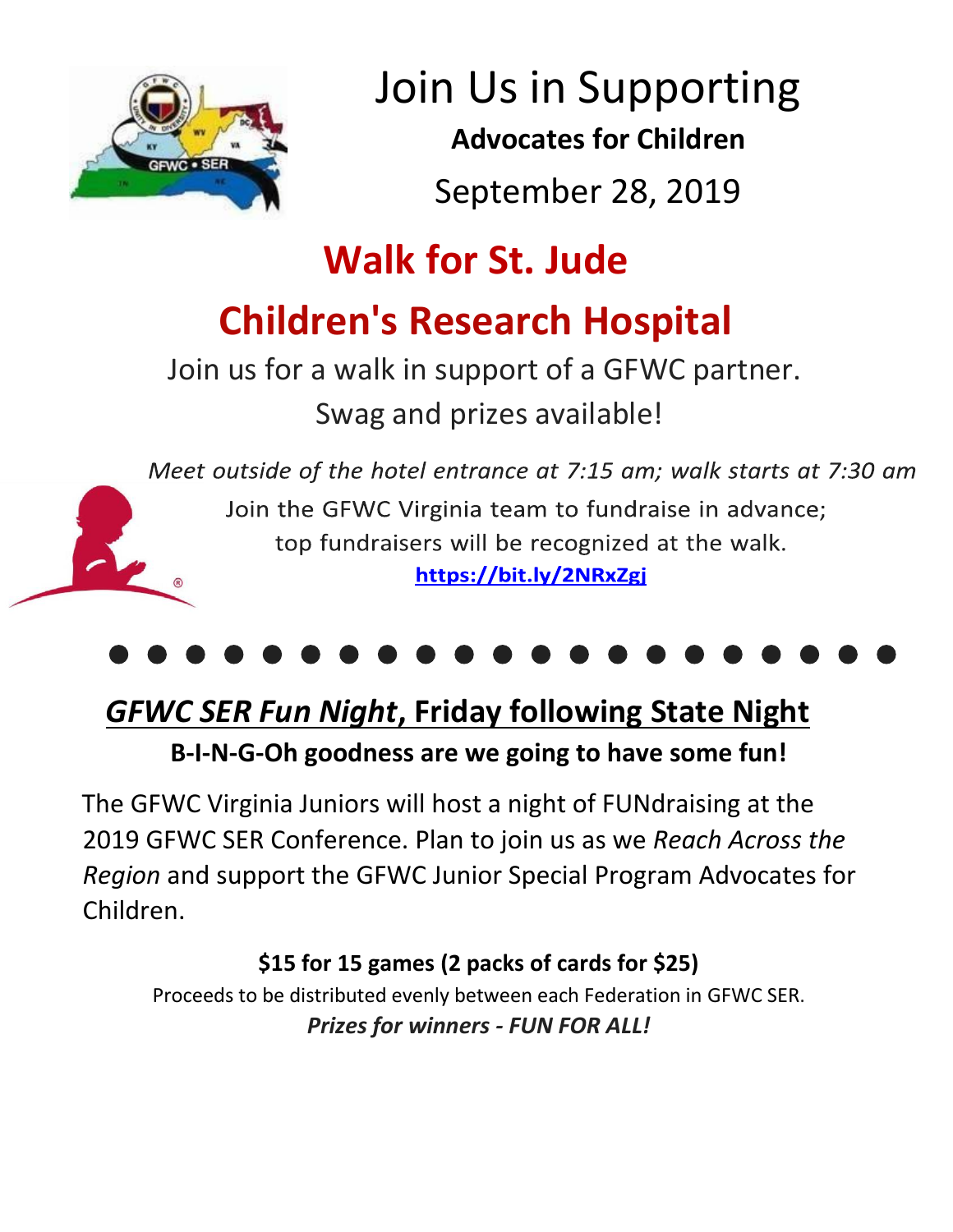# Join Us in Supporting

**Advocates for Children**

September 28, 2019

## Walk for St. Jude

## Children's Research Hospital

Join us for a walk in support of a GFWC partner.

Swag and prizes available!

*Meet outside of the hotel entrance at 7:15 am; walk starts at 7:30 am*

Join the GFWC Virginia team to fundraise in advance;
top fundraisers will be recognized at the walk.

**https://bit.ly/2NRxZgj**

● ● ● ● ● ● ● ● ● ● ● ● ● ● ● ● ● ● ● ● ●

## *GFWC SER Fun Night*, Friday following State Night

**B-I-N-G-Oh goodness are we going to have some fun!**

The GFWC Virginia Juniors will host a night of FUNdraising at the 2019 GFWC SER Conference. Plan to join us as we *Reach Across the Region* and support the GFWC Junior Special Program Advocates for Children.

**$15 for 15 games (2 packs of cards for $25)**

Proceeds to be distributed evenly between each Federation in GFWC SER.

***Prizes for winners - FUN FOR ALL!***